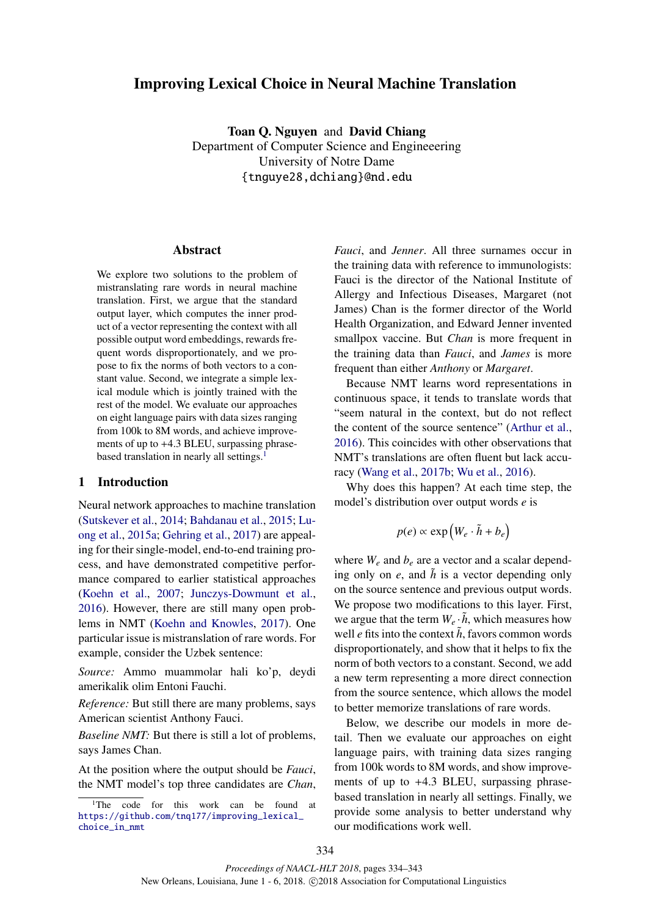# Improving Lexical Choice in Neural Machine Translation

**Toan Q. Nguyen** and **David Chiang**
Department of Computer Science and Engineeering
University of Notre Dame
{tnguye28,dchiang}@nd.edu

## Abstract

We explore two solutions to the problem of mistranslating rare words in neural machine translation. First, we argue that the standard output layer, which computes the inner product of a vector representing the context with all possible output word embeddings, rewards frequent words disproportionately, and we propose to fix the norms of both vectors to a constant value. Second, we integrate a simple lexical module which is jointly trained with the rest of the model. We evaluate our approaches on eight language pairs with data sizes ranging from 100k to 8M words, and achieve improvements of up to +4.3 BLEU, surpassing phrase-based translation in nearly all settings.[1]

## 1 Introduction

Neural network approaches to machine translation (Sutskever et al., 2014; Bahdanau et al., 2015; Luong et al., 2015a; Gehring et al., 2017) are appealing for their single-model, end-to-end training process, and have demonstrated competitive performance compared to earlier statistical approaches (Koehn et al., 2007; Junczys-Dowmunt et al., 2016). However, there are still many open problems in NMT (Koehn and Knowles, 2017). One particular issue is mistranslation of rare words. For example, consider the Uzbek sentence:

*Source:* Ammo muammolar hali ko'p, deydi amerikalik olim Entoni Fauchi.

*Reference:* But still there are many problems, says American scientist Anthony Fauci.

*Baseline NMT:* But there is still a lot of problems, says James Chan.

At the position where the output should be *Fauci*, the NMT model's top three candidates are *Chan*, *Fauci*, and *Jenner*. All three surnames occur in the training data with reference to immunologists: Fauci is the director of the National Institute of Allergy and Infectious Diseases, Margaret (not James) Chan is the former director of the World Health Organization, and Edward Jenner invented smallpox vaccine. But *Chan* is more frequent in the training data than *Fauci*, and *James* is more frequent than either *Anthony* or *Margaret*.

Because NMT learns word representations in continuous space, it tends to translate words that "seem natural in the context, but do not reflect the content of the source sentence" (Arthur et al., 2016). This coincides with other observations that NMT's translations are often fluent but lack accuracy (Wang et al., 2017b; Wu et al., 2016).

Why does this happen? At each time step, the model's distribution over output words $e$ is

$$p(e) \propto \exp\left(W_e \cdot \tilde{h} + b_e\right)$$

where $W_e$ and $b_e$ are a vector and a scalar depending only on $e$, and $\tilde{h}$ is a vector depending only on the source sentence and previous output words. We propose two modifications to this layer. First, we argue that the term $W_e \cdot \tilde{h}$, which measures how well $e$ fits into the context $\tilde{h}$, favors common words disproportionately, and show that it helps to fix the norm of both vectors to a constant. Second, we add a new term representing a more direct connection from the source sentence, which allows the model to better memorize translations of rare words.

Below, we describe our models in more detail. Then we evaluate our approaches on eight language pairs, with training data sizes ranging from 100k words to 8M words, and show improvements of up to +4.3 BLEU, surpassing phrase-based translation in nearly all settings. Finally, we provide some analysis to better understand why our modifications work well.

[1] The code for this work can be found at https://github.com/tnq177/improving_lexical_choice_in_nmt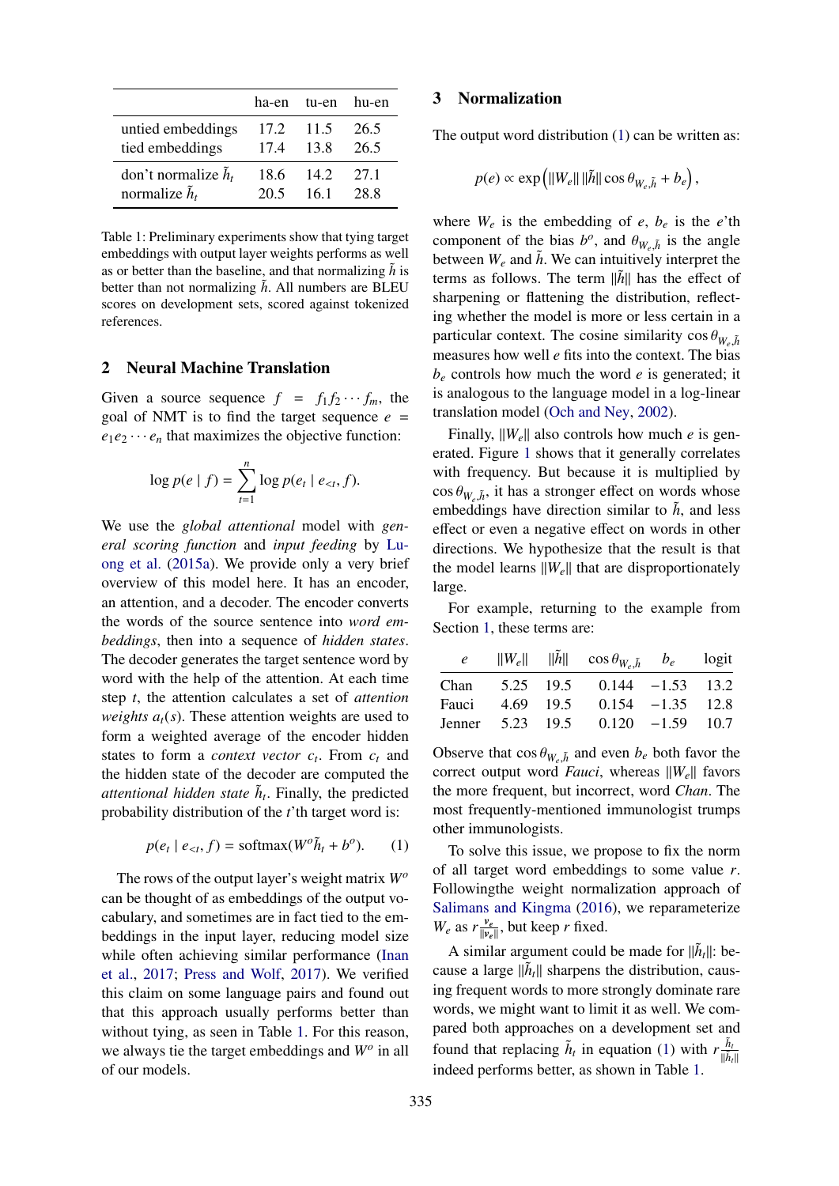| | ha-en | tu-en | hu-en |
|---|---|---|---|
| untied embeddings | 17.2 | 11.5 | 26.5 |
| tied embeddings | 17.4 | 13.8 | 26.5 |
| don't normalize $\tilde{h}_t$ | 18.6 | 14.2 | 27.1 |
| normalize $\tilde{h}_t$ | 20.5 | 16.1 | 28.8 |

Table 1: Preliminary experiments show that tying target embeddings with output layer weights performs as well as or better than the baseline, and that normalizing $\tilde{h}$ is better than not normalizing $\tilde{h}$. All numbers are BLEU scores on development sets, scored against tokenized references.

## 2 Neural Machine Translation

Given a source sequence $f = f_1 f_2 \cdots f_m$, the goal of NMT is to find the target sequence $e = e_1 e_2 \cdots e_n$ that maximizes the objective function:

$$\log p(e \mid f) = \sum_{t=1}^{n} \log p(e_t \mid e_{<t}, f).$$

We use the *global attentional* model with *general scoring function* and *input feeding* by Luong et al. (2015a). We provide only a very brief overview of this model here. It has an encoder, an attention, and a decoder. The encoder converts the words of the source sentence into *word embeddings*, then into a sequence of *hidden states*. The decoder generates the target sentence word by word with the help of the attention. At each time step $t$, the attention calculates a set of *attention weights* $a_t(s)$. These attention weights are used to form a weighted average of the encoder hidden states to form a *context vector* $c_t$. From $c_t$ and the hidden state of the decoder are computed the *attentional hidden state* $\tilde{h}_t$. Finally, the predicted probability distribution of the $t$'th target word is:

$$p(e_t \mid e_{<t}, f) = \text{softmax}(W^o \tilde{h}_t + b^o). \quad (1)$$

The rows of the output layer's weight matrix $W^o$ can be thought of as embeddings of the output vocabulary, and sometimes are in fact tied to the embeddings in the input layer, reducing model size while often achieving similar performance (Inan et al., 2017; Press and Wolf, 2017). We verified this claim on some language pairs and found out that this approach usually performs better than without tying, as seen in Table 1. For this reason, we always tie the target embeddings and $W^o$ in all of our models.

## 3 Normalization

The output word distribution (1) can be written as:

$$p(e) \propto \exp\left(\|W_e\| \, \|\tilde{h}\| \cos \theta_{W_e,\tilde{h}} + b_e\right),$$

where $W_e$ is the embedding of $e$, $b_e$ is the $e$'th component of the bias $b^o$, and $\theta_{W_e,\tilde{h}}$ is the angle between $W_e$ and $\tilde{h}$. We can intuitively interpret the terms as follows. The term $\|\tilde{h}\|$ has the effect of sharpening or flattening the distribution, reflecting whether the model is more or less certain in a particular context. The cosine similarity $\cos \theta_{W_e,\tilde{h}}$ measures how well $e$ fits into the context. The bias $b_e$ controls how much the word $e$ is generated; it is analogous to the language model in a log-linear translation model (Och and Ney, 2002).

Finally, $\|W_e\|$ also controls how much $e$ is generated. Figure 1 shows that it generally correlates with frequency. But because it is multiplied by $\cos \theta_{W_e,\tilde{h}}$, it has a stronger effect on words whose embeddings have direction similar to $\tilde{h}$, and less effect or even a negative effect on words in other directions. We hypothesize that the result is that the model learns $\|W_e\|$ that are disproportionately large.

For example, returning to the example from Section 1, these terms are:

| $e$ | $\|W_e\|$ | $\|\tilde{h}\|$ | $\cos \theta_{W_e,\tilde{h}}$ | $b_e$ | logit |
|---|---|---|---|---|---|
| Chan | 5.25 | 19.5 | 0.144 | −1.53 | 13.2 |
| Fauci | 4.69 | 19.5 | 0.154 | −1.35 | 12.8 |
| Jenner | 5.23 | 19.5 | 0.120 | −1.59 | 10.7 |

Observe that $\cos \theta_{W_e,\tilde{h}}$ and even $b_e$ both favor the correct output word *Fauci*, whereas $\|W_e\|$ favors the more frequent, but incorrect, word *Chan*. The most frequently-mentioned immunologist trumps other immunologists.

To solve this issue, we propose to fix the norm of all target word embeddings to some value $r$. Followingthe weight normalization approach of Salimans and Kingma (2016), we reparameterize $W_e$ as $r \frac{v_e}{\|v_e\|}$, but keep $r$ fixed.

A similar argument could be made for $\|\tilde{h}_t\|$: because a large $\|\tilde{h}_t\|$ sharpens the distribution, causing frequent words to more strongly dominate rare words, we might want to limit it as well. We compared both approaches on a development set and found that replacing $\tilde{h}_t$ in equation (1) with $r \frac{\tilde{h}_t}{\|\tilde{h}_t\|}$ indeed performs better, as shown in Table 1.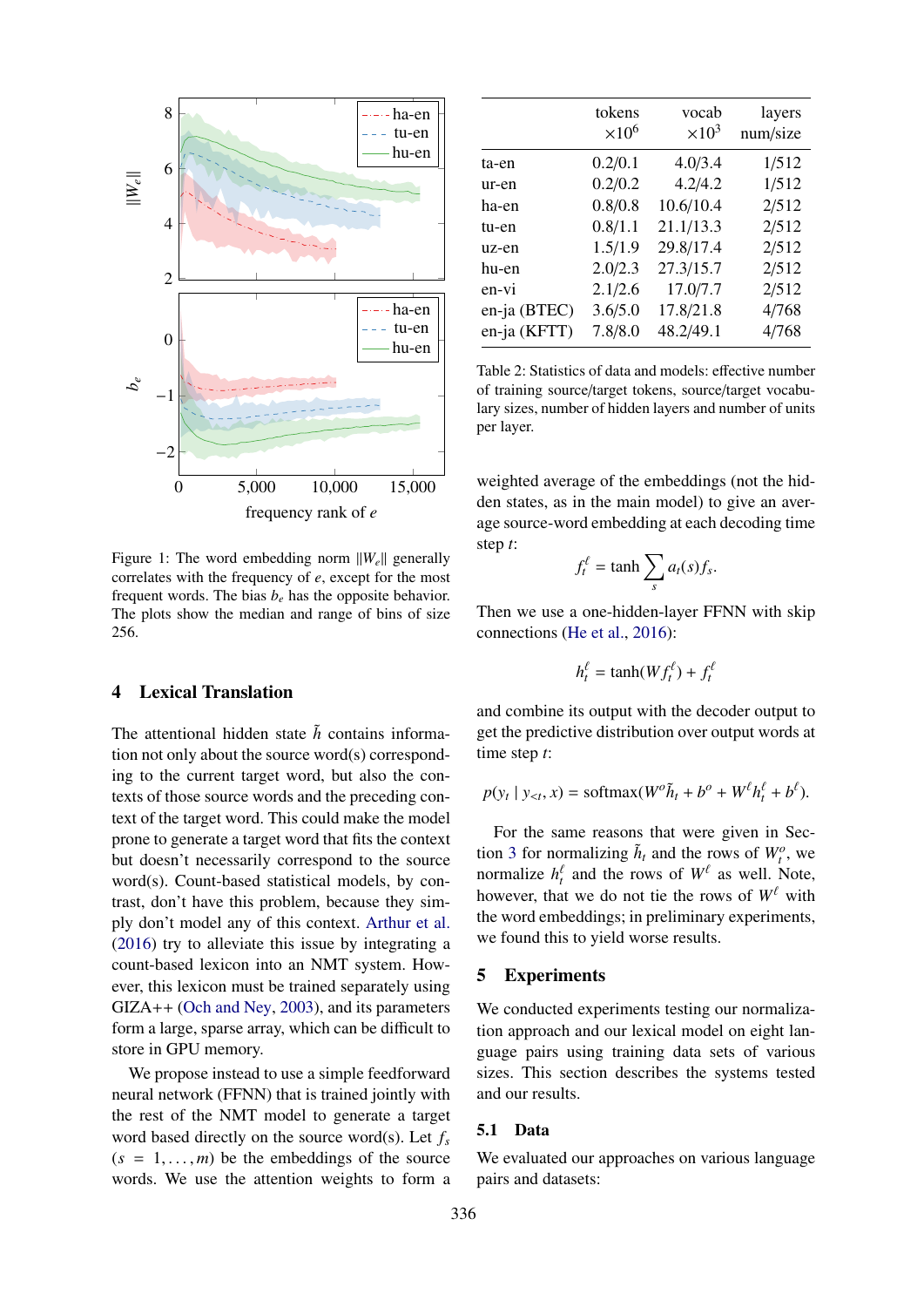Figure 1: The word embedding norm $\|W_e\|$ generally correlates with the frequency of $e$, except for the most frequent words. The bias $b_e$ has the opposite behavior. The plots show the median and range of bins of size 256.

## 4 Lexical Translation

The attentional hidden state $\tilde{h}$ contains information not only about the source word(s) corresponding to the current target word, but also the contexts of those source words and the preceding context of the target word. This could make the model prone to generate a target word that fits the context but doesn't necessarily correspond to the source word(s). Count-based statistical models, by contrast, don't have this problem, because they simply don't model any of this context. Arthur et al. (2016) try to alleviate this issue by integrating a count-based lexicon into an NMT system. However, this lexicon must be trained separately using GIZA++ (Och and Ney, 2003), and its parameters form a large, sparse array, which can be difficult to store in GPU memory.

We propose instead to use a simple feedforward neural network (FFNN) that is trained jointly with the rest of the NMT model to generate a target word based directly on the source word(s). Let $f_s$ ($s = 1, \ldots, m$) be the embeddings of the source words. We use the attention weights to form a weighted average of the embeddings (not the hidden states, as in the main model) to give an average source-word embedding at each decoding time step $t$:

$$f_t^\ell = \tanh \sum_s a_t(s) f_s.$$

Then we use a one-hidden-layer FFNN with skip connections (He et al., 2016):

$$h_t^\ell = \tanh(W f_t^\ell) + f_t^\ell$$

and combine its output with the decoder output to get the predictive distribution over output words at time step $t$:

$$p(y_t \mid y_{<t}, x) = \text{softmax}(W^o \tilde{h}_t + b^o + W^\ell h_t^\ell + b^\ell).$$

For the same reasons that were given in Section 3 for normalizing $\tilde{h}_t$ and the rows of $W_t^o$, we normalize $h_t^\ell$ and the rows of $W^\ell$ as well. Note, however, that we do not tie the rows of $W^\ell$ with the word embeddings; in preliminary experiments, we found this to yield worse results.

| | tokens $\times 10^6$ | vocab $\times 10^3$ | layers num/size |
|---|---|---|---|
| ta-en | 0.2/0.1 | 4.0/3.4 | 1/512 |
| ur-en | 0.2/0.2 | 4.2/4.2 | 1/512 |
| ha-en | 0.8/0.8 | 10.6/10.4 | 2/512 |
| tu-en | 0.8/1.1 | 21.1/13.3 | 2/512 |
| uz-en | 1.5/1.9 | 29.8/17.4 | 2/512 |
| hu-en | 2.0/2.3 | 27.3/15.7 | 2/512 |
| en-vi | 2.1/2.6 | 17.0/7.7 | 2/512 |
| en-ja (BTEC) | 3.6/5.0 | 17.8/21.8 | 4/768 |
| en-ja (KFTT) | 7.8/8.0 | 48.2/49.1 | 4/768 |

Table 2: Statistics of data and models: effective number of training source/target tokens, source/target vocabulary sizes, number of hidden layers and number of units per layer.

## 5 Experiments

We conducted experiments testing our normalization approach and our lexical model on eight language pairs using training data sets of various sizes. This section describes the systems tested and our results.

### 5.1 Data

We evaluated our approaches on various language pairs and datasets: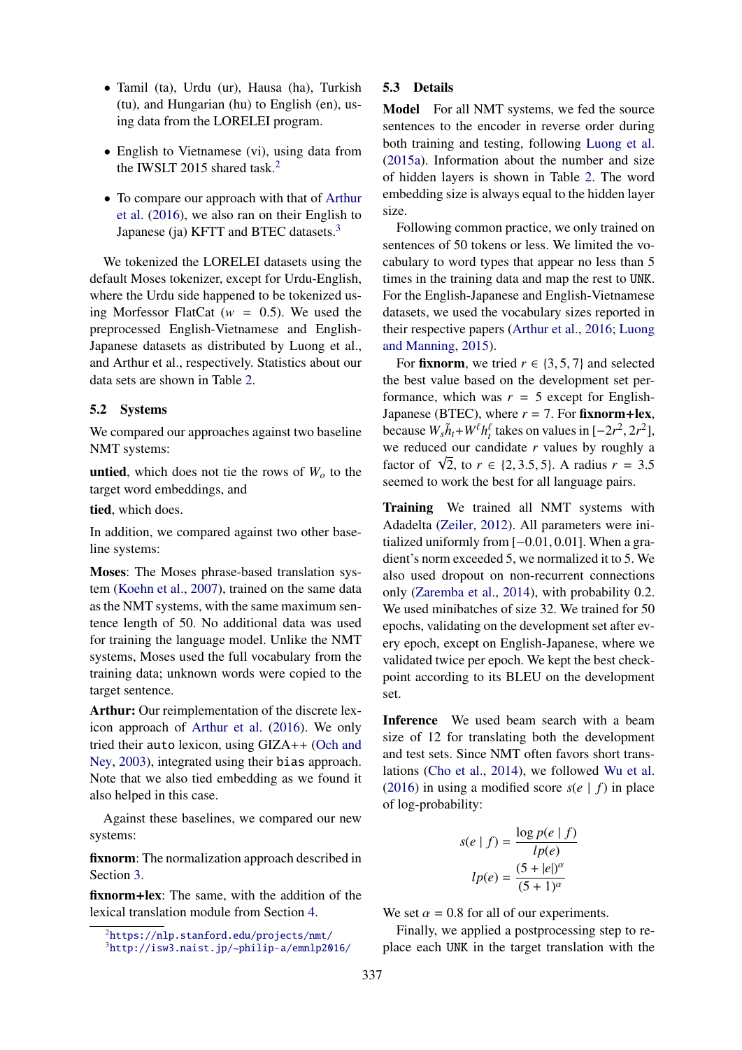- Tamil (ta), Urdu (ur), Hausa (ha), Turkish (tu), and Hungarian (hu) to English (en), using data from the LORELEI program.
- English to Vietnamese (vi), using data from the IWSLT 2015 shared task.[2]
- To compare our approach with that of Arthur et al. (2016), we also ran on their English to Japanese (ja) KFTT and BTEC datasets.[3]

We tokenized the LORELEI datasets using the default Moses tokenizer, except for Urdu-English, where the Urdu side happened to be tokenized using Morfessor FlatCat ($w = 0.5$). We used the preprocessed English-Vietnamese and English-Japanese datasets as distributed by Luong et al., and Arthur et al., respectively. Statistics about our data sets are shown in Table 2.

## 5.2 Systems

We compared our approaches against two baseline NMT systems:

**untied**, which does not tie the rows of $W_o$ to the target word embeddings, and

**tied**, which does.

In addition, we compared against two other baseline systems:

**Moses**: The Moses phrase-based translation system (Koehn et al., 2007), trained on the same data as the NMT systems, with the same maximum sentence length of 50. No additional data was used for training the language model. Unlike the NMT systems, Moses used the full vocabulary from the training data; unknown words were copied to the target sentence.

**Arthur:** Our reimplementation of the discrete lexicon approach of Arthur et al. (2016). We only tried their `auto` lexicon, using GIZA++ (Och and Ney, 2003), integrated using their `bias` approach. Note that we also tied embedding as we found it also helped in this case.

Against these baselines, we compared our new systems:

**fixnorm**: The normalization approach described in Section 3.

**fixnorm+lex**: The same, with the addition of the lexical translation module from Section 4.

[2] https://nlp.stanford.edu/projects/nmt/
[3] http://isw3.naist.jp/~philip-a/emnlp2016/

## 5.3 Details

**Model** For all NMT systems, we fed the source sentences to the encoder in reverse order during both training and testing, following Luong et al. (2015a). Information about the number and size of hidden layers is shown in Table 2. The word embedding size is always equal to the hidden layer size.

Following common practice, we only trained on sentences of 50 tokens or less. We limited the vocabulary to word types that appear no less than 5 times in the training data and map the rest to `UNK`. For the English-Japanese and English-Vietnamese datasets, we used the vocabulary sizes reported in their respective papers (Arthur et al., 2016; Luong and Manning, 2015).

For **fixnorm**, we tried $r \in \{3, 5, 7\}$ and selected the best value based on the development set performance, which was $r = 5$ except for English-Japanese (BTEC), where $r = 7$. For **fixnorm+lex**, because $W_s \tilde{h}_t + W^\ell h^\ell_t$ takes on values in $[-2r^2, 2r^2]$, we reduced our candidate $r$ values by roughly a factor of $\sqrt{2}$, to $r \in \{2, 3.5, 5\}$. A radius $r = 3.5$ seemed to work the best for all language pairs.

**Training** We trained all NMT systems with Adadelta (Zeiler, 2012). All parameters were initialized uniformly from $[-0.01, 0.01]$. When a gradient's norm exceeded 5, we normalized it to 5. We also used dropout on non-recurrent connections only (Zaremba et al., 2014), with probability 0.2. We used minibatches of size 32. We trained for 50 epochs, validating on the development set after every epoch, except on English-Japanese, where we validated twice per epoch. We kept the best checkpoint according to its BLEU on the development set.

**Inference** We used beam search with a beam size of 12 for translating both the development and test sets. Since NMT often favors short translations (Cho et al., 2014), we followed Wu et al. (2016) in using a modified score $s(e \mid f)$ in place of log-probability:

$$s(e \mid f) = \frac{\log p(e \mid f)}{lp(e)}$$

$$lp(e) = \frac{(5 + |e|)^\alpha}{(5 + 1)^\alpha}$$

We set $\alpha = 0.8$ for all of our experiments.

Finally, we applied a postprocessing step to replace each `UNK` in the target translation with the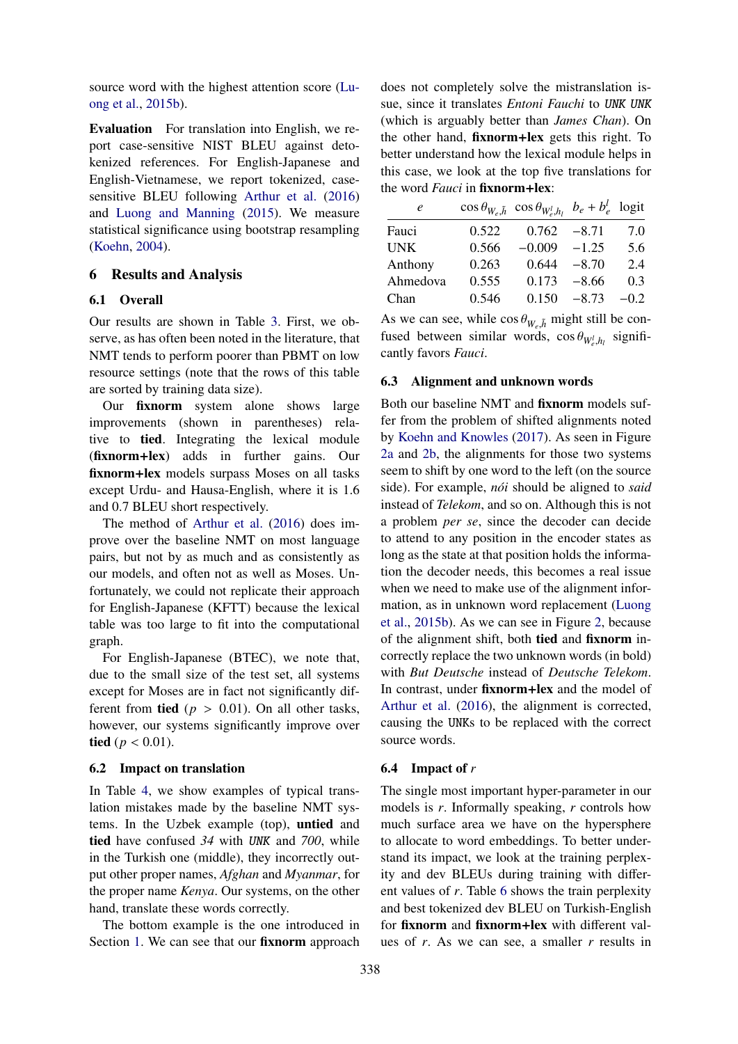source word with the highest attention score (Luong et al., 2015b).

**Evaluation** For translation into English, we report case-sensitive NIST BLEU against detokenized references. For English-Japanese and English-Vietnamese, we report tokenized, case-sensitive BLEU following Arthur et al. (2016) and Luong and Manning (2015). We measure statistical significance using bootstrap resampling (Koehn, 2004).

## 6 Results and Analysis

### 6.1 Overall

Our results are shown in Table 3. First, we observe, as has often been noted in the literature, that NMT tends to perform poorer than PBMT on low resource settings (note that the rows of this table are sorted by training data size).

Our **fixnorm** system alone shows large improvements (shown in parentheses) relative to **tied**. Integrating the lexical module (**fixnorm+lex**) adds in further gains. Our **fixnorm+lex** models surpass Moses on all tasks except Urdu- and Hausa-English, where it is 1.6 and 0.7 BLEU short respectively.

The method of Arthur et al. (2016) does improve over the baseline NMT on most language pairs, but not by as much and as consistently as our models, and often not as well as Moses. Unfortunately, we could not replicate their approach for English-Japanese (KFTT) because the lexical table was too large to fit into the computational graph.

For English-Japanese (BTEC), we note that, due to the small size of the test set, all systems except for Moses are in fact not significantly different from **tied** ($p > 0.01$). On all other tasks, however, our systems significantly improve over **tied** ($p < 0.01$).

### 6.2 Impact on translation

In Table 4, we show examples of typical translation mistakes made by the baseline NMT systems. In the Uzbek example (top), **untied** and **tied** have confused *34* with *UNK* and *700*, while in the Turkish one (middle), they incorrectly output other proper names, *Afghan* and *Myanmar*, for the proper name *Kenya*. Our systems, on the other hand, translate these words correctly.

The bottom example is the one introduced in Section 1. We can see that our **fixnorm** approach does not completely solve the mistranslation issue, since it translates *Entoni Fauchi* to *UNK UNK* (which is arguably better than *James Chan*). On the other hand, **fixnorm+lex** gets this right. To better understand how the lexical module helps in this case, we look at the top five translations for the word *Fauci* in **fixnorm+lex**:

| $e$ | $\cos\theta_{W_e,\tilde{h}}$ | $\cos\theta_{W_e^l,h_l}$ | $b_e + b_e^l$ | logit |
|---|---|---|---|---|
| Fauci | 0.522 | 0.762 | −8.71 | 7.0 |
| UNK | 0.566 | −0.009 | −1.25 | 5.6 |
| Anthony | 0.263 | 0.644 | −8.70 | 2.4 |
| Ahmedova | 0.555 | 0.173 | −8.66 | 0.3 |
| Chan | 0.546 | 0.150 | −8.73 | −0.2 |

As we can see, while $\cos\theta_{W_e,\tilde{h}}$ might still be confused between similar words, $\cos\theta_{W_e^l,h_l}$ significantly favors *Fauci*.

### 6.3 Alignment and unknown words

Both our baseline NMT and **fixnorm** models suffer from the problem of shifted alignments noted by Koehn and Knowles (2017). As seen in Figure 2a and 2b, the alignments for those two systems seem to shift by one word to the left (on the source side). For example, *nói* should be aligned to *said* instead of *Telekom*, and so on. Although this is not a problem *per se*, since the decoder can decide to attend to any position in the encoder states as long as the state at that position holds the information the decoder needs, this becomes a real issue when we need to make use of the alignment information, as in unknown word replacement (Luong et al., 2015b). As we can see in Figure 2, because of the alignment shift, both **tied** and **fixnorm** incorrectly replace the two unknown words (in bold) with *But Deutsche* instead of *Deutsche Telekom*. In contrast, under **fixnorm+lex** and the model of Arthur et al. (2016), the alignment is corrected, causing the UNKs to be replaced with the correct source words.

### 6.4 Impact of $r$

The single most important hyper-parameter in our models is $r$. Informally speaking, $r$ controls how much surface area we have on the hypersphere to allocate to word embeddings. To better understand its impact, we look at the training perplexity and dev BLEUs during training with different values of $r$. Table 6 shows the train perplexity and best tokenized dev BLEU on Turkish-English for **fixnorm** and **fixnorm+lex** with different values of $r$. As we can see, a smaller $r$ results in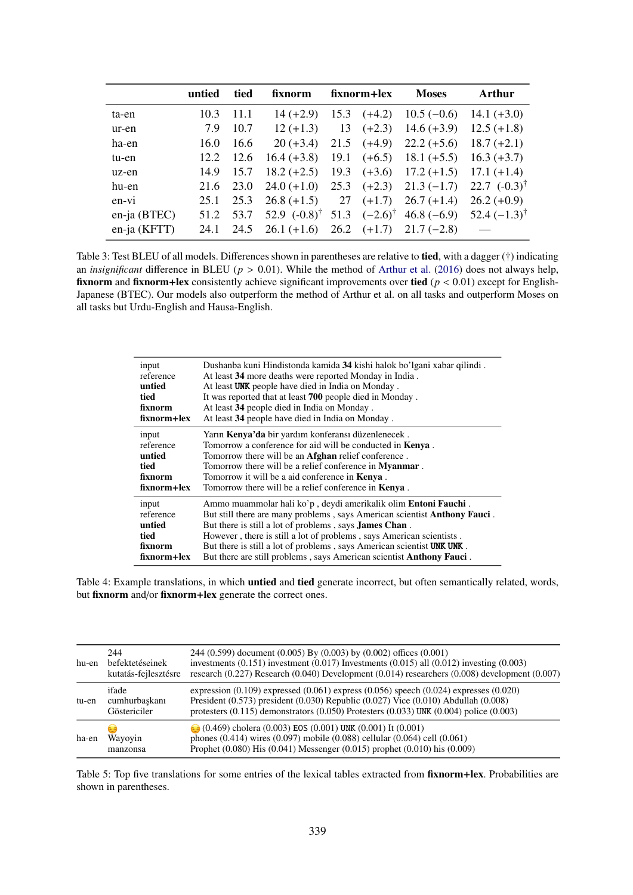| | **untied** | **tied** | **fixnorm** | **fixnorm+lex** | **Moses** | **Arthur** |
|---|---|---|---|---|---|---|
| ta-en | 10.3 | 11.1 | 14 (+2.9) | 15.3 (+4.2) | 10.5 (−0.6) | 14.1 (+3.0) |
| ur-en | 7.9 | 10.7 | 12 (+1.3) | 13 (+2.3) | 14.6 (+3.9) | 12.5 (+1.8) |
| ha-en | 16.0 | 16.6 | 20 (+3.4) | 21.5 (+4.9) | 22.2 (+5.6) | 18.7 (+2.1) |
| tu-en | 12.2 | 12.6 | 16.4 (+3.8) | 19.1 (+6.5) | 18.1 (+5.5) | 16.3 (+3.7) |
| uz-en | 14.9 | 15.7 | 18.2 (+2.5) | 19.3 (+3.6) | 17.2 (+1.5) | 17.1 (+1.4) |
| hu-en | 21.6 | 23.0 | 24.0 (+1.0) | 25.3 (+2.3) | 21.3 (−1.7) | 22.7 (-0.3)† |
| en-vi | 25.1 | 25.3 | 26.8 (+1.5) | 27 (+1.7) | 26.7 (+1.4) | 26.2 (+0.9) |
| en-ja (BTEC) | 51.2 | 53.7 | 52.9 (-0.8)† | 51.3 (−2.6)† | 46.8 (−6.9) | 52.4 (−1.3)† |
| en-ja (KFTT) | 24.1 | 24.5 | 26.1 (+1.6) | 26.2 (+1.7) | 21.7 (−2.8) | — |

Table 3: Test BLEU of all models. Differences shown in parentheses are relative to **tied**, with a dagger (†) indicating an *insignificant* difference in BLEU ($p > 0.01$). While the method of Arthur et al. (2016) does not always help, **fixnorm** and **fixnorm+lex** consistently achieve significant improvements over **tied** ($p < 0.01$) except for English-Japanese (BTEC). Our models also outperform the method of Arthur et al. on all tasks and outperform Moses on all tasks but Urdu-English and Hausa-English.

| | |
|---|---|
| input | Dushanba kuni Hindistonda kamida **34** kishi halok bo'lgani xabar qilindi . |
| reference | At least **34** more deaths were reported Monday in India . |
| **untied** | At least UNK people have died in India on Monday . |
| **tied** | It was reported that at least **700** people died in Monday . |
| **fixnorm** | At least **34** people died in India on Monday . |
| **fixnorm+lex** | At least **34** people have died in India on Monday . |
| input | Yarın **Kenya'da** bir yardım konferansı düzenlenecek . |
| reference | Tomorrow a conference for aid will be conducted in **Kenya** . |
| **untied** | Tomorrow there will be an **Afghan** relief conference . |
| **tied** | Tomorrow there will be a relief conference in **Myanmar** . |
| **fixnorm** | Tomorrow it will be a aid conference in **Kenya** . |
| **fixnorm+lex** | Tomorrow there will be a relief conference in **Kenya** . |
| input | Ammo muammolar hali ko'p , deydi amerikalik olim **Entoni Fauchi** . |
| reference | But still there are many problems , says American scientist **Anthony Fauci** . |
| **untied** | But there is still a lot of problems , says **James Chan** . |
| **tied** | However , there is still a lot of problems , says American scientists . |
| **fixnorm** | But there is still a lot of problems , says American scientist **UNK UNK** . |
| **fixnorm+lex** | But there are still problems , says American scientist **Anthony Fauci** . |

Table 4: Example translations, in which **untied** and **tied** generate incorrect, but often semantically related, words, but **fixnorm** and/or **fixnorm+lex** generate the correct ones.

| | | |
|---|---|---|
| hu-en | 244 | 244 (0.599) document (0.005) By (0.003) by (0.002) offices (0.001) |
| | befektetéseinek | investments (0.151) investment (0.017) Investments (0.015) all (0.012) investing (0.003) |
| | kutatás-fejlesztésre | research (0.227) Research (0.040) Development (0.014) researchers (0.008) development (0.007) |
| tu-en | ifade | expression (0.109) expressed (0.061) express (0.056) speech (0.024) expresses (0.020) |
| | cumhurbaşkanı | President (0.573) president (0.030) Republic (0.027) Vice (0.010) Abdullah (0.008) |
| | Göstericiler | protesters (0.115) demonstrators (0.050) Protesters (0.033) UNK (0.004) police (0.003) |
| ha-en | 😒 | 😒 (0.469) cholera (0.003) EOS (0.001) UNK (0.001) It (0.001) |
| | Wayoyin | phones (0.414) wires (0.097) mobile (0.088) cellular (0.064) cell (0.061) |
| | manzonsa | Prophet (0.080) His (0.041) Messenger (0.015) prophet (0.010) his (0.009) |

Table 5: Top five translations for some entries of the lexical tables extracted from **fixnorm+lex**. Probabilities are shown in parentheses.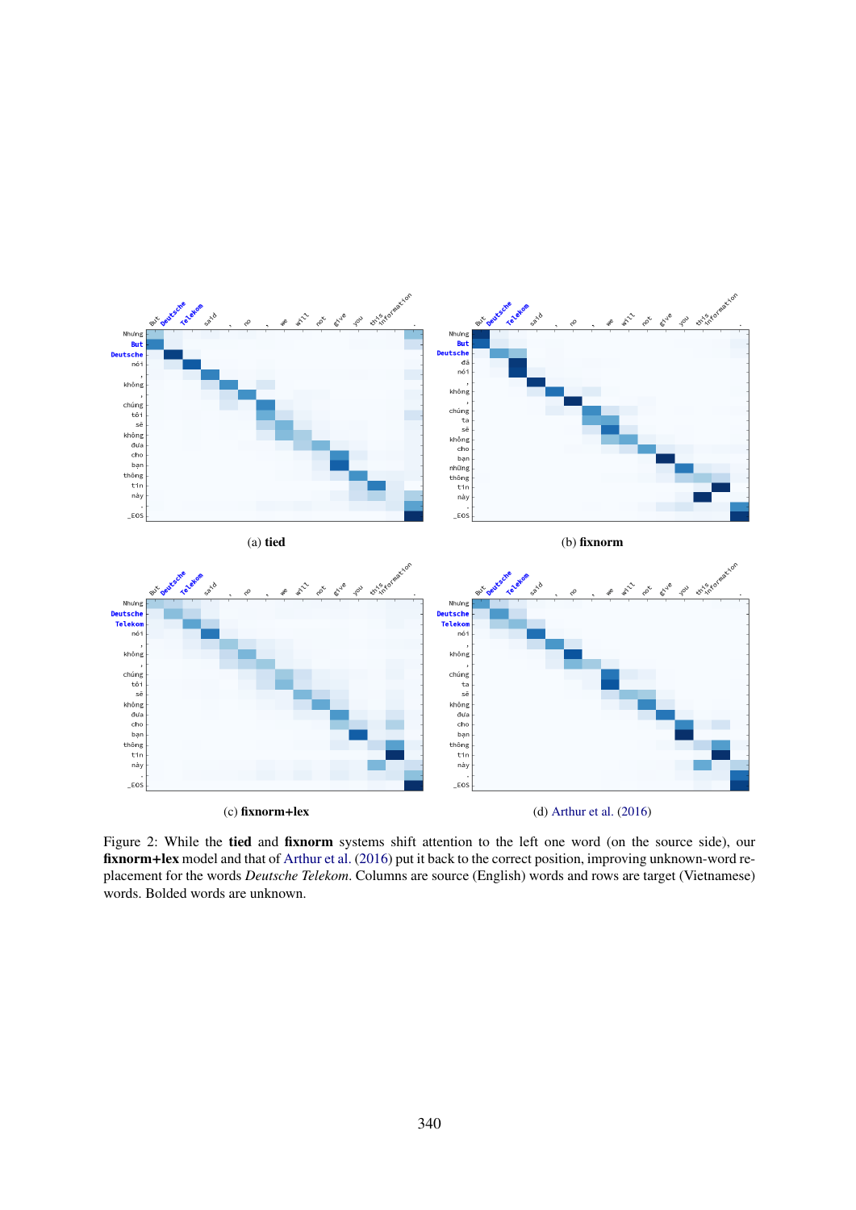(a) **tied**

(b) **fixnorm**

(c) **fixnorm+lex**

(d) Arthur et al. (2016)

Figure 2: While the **tied** and **fixnorm** systems shift attention to the left one word (on the source side), our **fixnorm+lex** model and that of Arthur et al. (2016) put it back to the correct position, improving unknown-word replacement for the words *Deutsche Telekom*. Columns are source (English) words and rows are target (Vietnamese) words. Bolded words are unknown.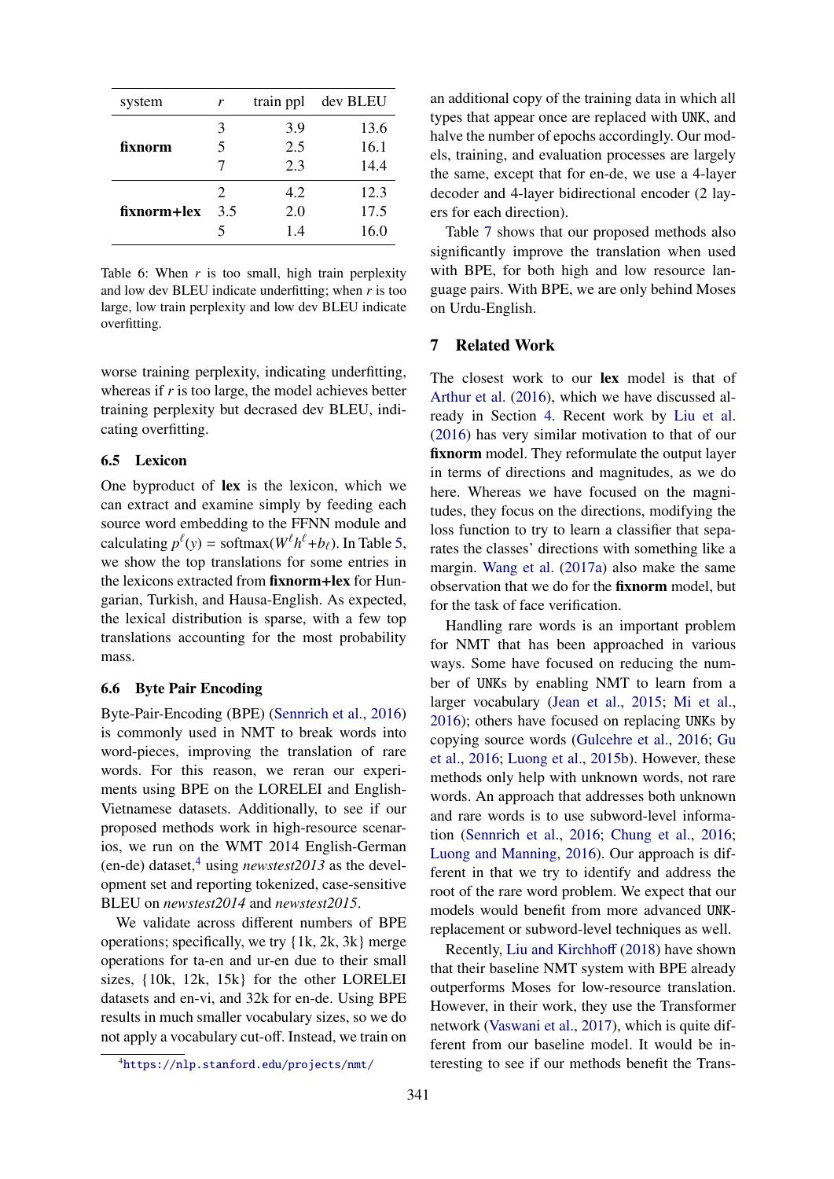| system | $r$ | train ppl | dev BLEU |
|---|---|---|---|
| **fixnorm** | 3 | 3.9 | 13.6 |
| | 5 | 2.5 | 16.1 |
| | 7 | 2.3 | 14.4 |
| **fixnorm+lex** | 2 | 4.2 | 12.3 |
| | 3.5 | 2.0 | 17.5 |
| | 5 | 1.4 | 16.0 |

Table 6: When $r$ is too small, high train perplexity and low dev BLEU indicate underfitting; when $r$ is too large, low train perplexity and low dev BLEU indicate overfitting.

worse training perplexity, indicating underfitting, whereas if $r$ is too large, the model achieves better training perplexity but decrased dev BLEU, indicating overfitting.

### 6.5 Lexicon

One byproduct of **lex** is the lexicon, which we can extract and examine simply by feeding each source word embedding to the FFNN module and calculating $p^\ell(y) = \text{softmax}(W^\ell h^\ell + b_\ell)$. In Table 5, we show the top translations for some entries in the lexicons extracted from **fixnorm+lex** for Hungarian, Turkish, and Hausa-English. As expected, the lexical distribution is sparse, with a few top translations accounting for the most probability mass.

### 6.6 Byte Pair Encoding

Byte-Pair-Encoding (BPE) (Sennrich et al., 2016) is commonly used in NMT to break words into word-pieces, improving the translation of rare words. For this reason, we reran our experiments using BPE on the LORELEI and English-Vietnamese datasets. Additionally, to see if our proposed methods work in high-resource scenarios, we run on the WMT 2014 English-German (en-de) dataset,[4] using *newstest2013* as the development set and reporting tokenized, case-sensitive BLEU on *newstest2014* and *newstest2015*.

We validate across different numbers of BPE operations; specifically, we try {1k, 2k, 3k} merge operations for ta-en and ur-en due to their small sizes, {10k, 12k, 15k} for the other LORELEI datasets and en-vi, and 32k for en-de. Using BPE results in much smaller vocabulary sizes, so we do not apply a vocabulary cut-off. Instead, we train on an additional copy of the training data in which all types that appear once are replaced with UNK, and halve the number of epochs accordingly. Our models, training, and evaluation processes are largely the same, except that for en-de, we use a 4-layer decoder and 4-layer bidirectional encoder (2 layers for each direction).

Table 7 shows that our proposed methods also significantly improve the translation when used with BPE, for both high and low resource language pairs. With BPE, we are only behind Moses on Urdu-English.

[4] https://nlp.stanford.edu/projects/nmt/

## 7 Related Work

The closest work to our **lex** model is that of Arthur et al. (2016), which we have discussed already in Section 4. Recent work by Liu et al. (2016) has very similar motivation to that of our **fixnorm** model. They reformulate the output layer in terms of directions and magnitudes, as we do here. Whereas we have focused on the magnitudes, they focus on the directions, modifying the loss function to try to learn a classifier that separates the classes' directions with something like a margin. Wang et al. (2017a) also make the same observation that we do for the **fixnorm** model, but for the task of face verification.

Handling rare words is an important problem for NMT that has been approached in various ways. Some have focused on reducing the number of UNKs by enabling NMT to learn from a larger vocabulary (Jean et al., 2015; Mi et al., 2016); others have focused on replacing UNKs by copying source words (Gulcehre et al., 2016; Gu et al., 2016; Luong et al., 2015b). However, these methods only help with unknown words, not rare words. An approach that addresses both unknown and rare words is to use subword-level information (Sennrich et al., 2016; Chung et al., 2016; Luong and Manning, 2016). Our approach is different in that we try to identify and address the root of the rare word problem. We expect that our models would benefit from more advanced UNK-replacement or subword-level techniques as well.

Recently, Liu and Kirchhoff (2018) have shown that their baseline NMT system with BPE already outperforms Moses for low-resource translation. However, in their work, they use the Transformer network (Vaswani et al., 2017), which is quite different from our baseline model. It would be interesting to see if our methods benefit the Trans-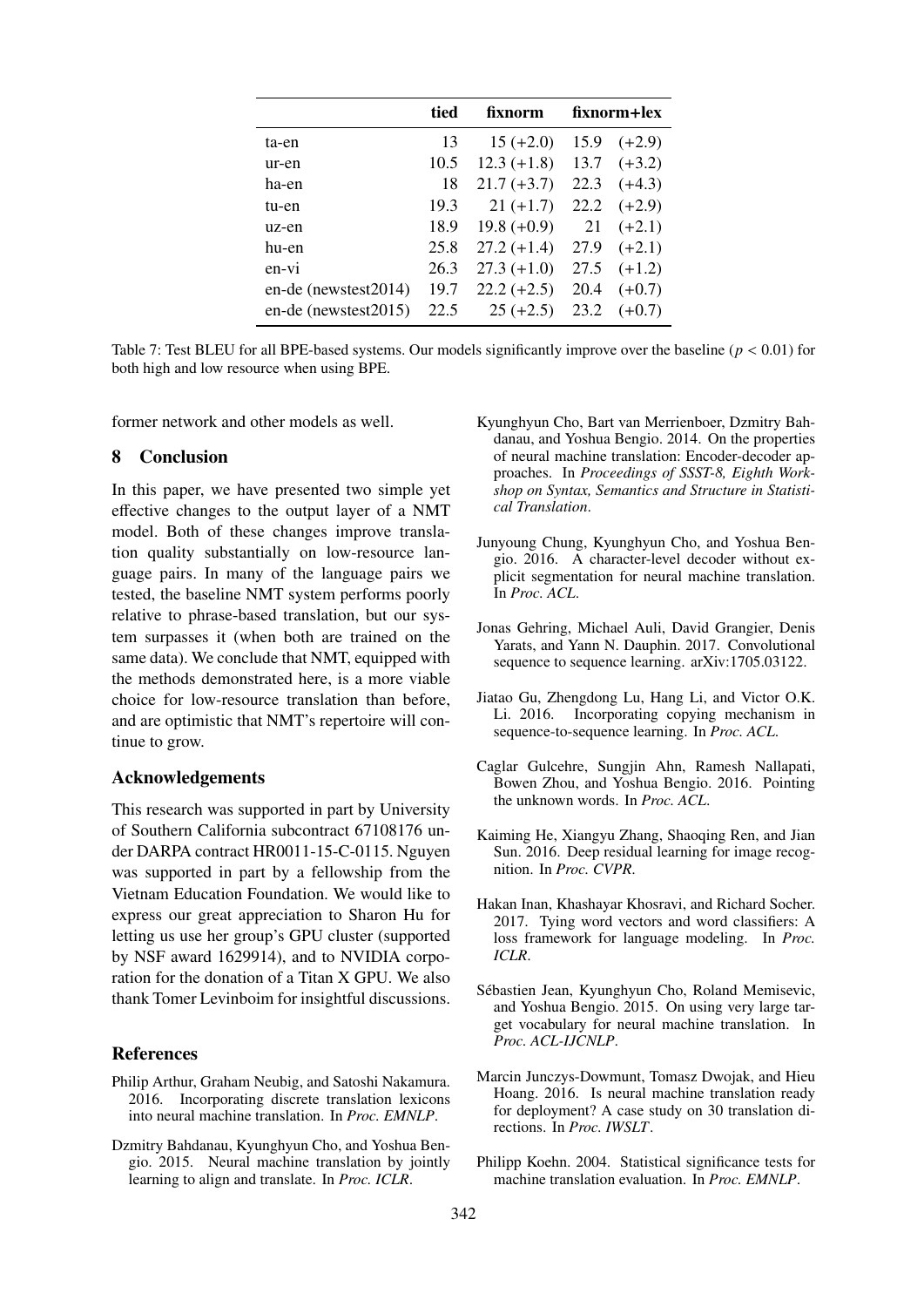| | tied | fixnorm | fixnorm+lex |
|---|---|---|---|
| ta-en | 13 | 15 (+2.0) | 15.9 (+2.9) |
| ur-en | 10.5 | 12.3 (+1.8) | 13.7 (+3.2) |
| ha-en | 18 | 21.7 (+3.7) | 22.3 (+4.3) |
| tu-en | 19.3 | 21 (+1.7) | 22.2 (+2.9) |
| uz-en | 18.9 | 19.8 (+0.9) | 21 (+2.1) |
| hu-en | 25.8 | 27.2 (+1.4) | 27.9 (+2.1) |
| en-vi | 26.3 | 27.3 (+1.0) | 27.5 (+1.2) |
| en-de (newstest2014) | 19.7 | 22.2 (+2.5) | 20.4 (+0.7) |
| en-de (newstest2015) | 22.5 | 25 (+2.5) | 23.2 (+0.7) |

Table 7: Test BLEU for all BPE-based systems. Our models significantly improve over the baseline ($p < 0.01$) for both high and low resource when using BPE.

former network and other models as well.

## 8 Conclusion

In this paper, we have presented two simple yet effective changes to the output layer of a NMT model. Both of these changes improve translation quality substantially on low-resource language pairs. In many of the language pairs we tested, the baseline NMT system performs poorly relative to phrase-based translation, but our system surpasses it (when both are trained on the same data). We conclude that NMT, equipped with the methods demonstrated here, is a more viable choice for low-resource translation than before, and are optimistic that NMT's repertoire will continue to grow.

## Acknowledgements

This research was supported in part by University of Southern California subcontract 67108176 under DARPA contract HR0011-15-C-0115. Nguyen was supported in part by a fellowship from the Vietnam Education Foundation. We would like to express our great appreciation to Sharon Hu for letting us use her group's GPU cluster (supported by NSF award 1629914), and to NVIDIA corporation for the donation of a Titan X GPU. We also thank Tomer Levinboim for insightful discussions.

## References

Philip Arthur, Graham Neubig, and Satoshi Nakamura. 2016. Incorporating discrete translation lexicons into neural machine translation. In *Proc. EMNLP*.

Dzmitry Bahdanau, Kyunghyun Cho, and Yoshua Bengio. 2015. Neural machine translation by jointly learning to align and translate. In *Proc. ICLR*.

Kyunghyun Cho, Bart van Merrienboer, Dzmitry Bahdanau, and Yoshua Bengio. 2014. On the properties of neural machine translation: Encoder-decoder approaches. In *Proceedings of SSST-8, Eighth Workshop on Syntax, Semantics and Structure in Statistical Translation*.

Junyoung Chung, Kyunghyun Cho, and Yoshua Bengio. 2016. A character-level decoder without explicit segmentation for neural machine translation. In *Proc. ACL*.

Jonas Gehring, Michael Auli, David Grangier, Denis Yarats, and Yann N. Dauphin. 2017. Convolutional sequence to sequence learning. arXiv:1705.03122.

Jiatao Gu, Zhengdong Lu, Hang Li, and Victor O.K. Li. 2016. Incorporating copying mechanism in sequence-to-sequence learning. In *Proc. ACL*.

Caglar Gulcehre, Sungjin Ahn, Ramesh Nallapati, Bowen Zhou, and Yoshua Bengio. 2016. Pointing the unknown words. In *Proc. ACL*.

Kaiming He, Xiangyu Zhang, Shaoqing Ren, and Jian Sun. 2016. Deep residual learning for image recognition. In *Proc. CVPR*.

Hakan Inan, Khashayar Khosravi, and Richard Socher. 2017. Tying word vectors and word classifiers: A loss framework for language modeling. In *Proc. ICLR*.

Sébastien Jean, Kyunghyun Cho, Roland Memisevic, and Yoshua Bengio. 2015. On using very large target vocabulary for neural machine translation. In *Proc. ACL-IJCNLP*.

Marcin Junczys-Dowmunt, Tomasz Dwojak, and Hieu Hoang. 2016. Is neural machine translation ready for deployment? A case study on 30 translation directions. In *Proc. IWSLT*.

Philipp Koehn. 2004. Statistical significance tests for machine translation evaluation. In *Proc. EMNLP*.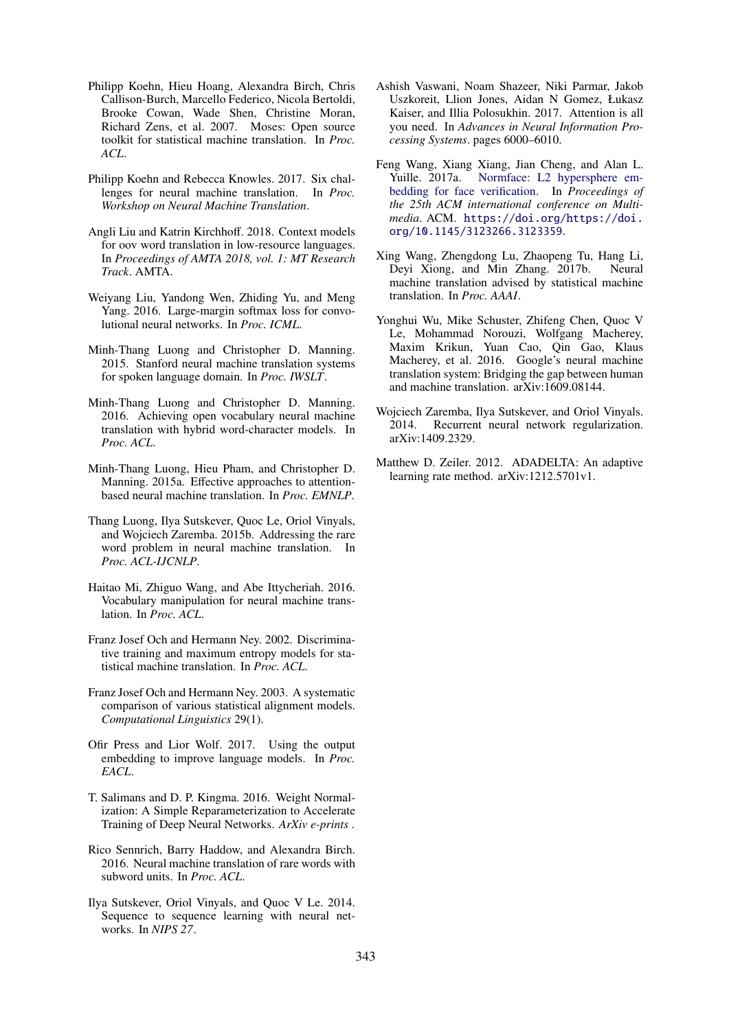Philipp Koehn, Hieu Hoang, Alexandra Birch, Chris Callison-Burch, Marcello Federico, Nicola Bertoldi, Brooke Cowan, Wade Shen, Christine Moran, Richard Zens, et al. 2007. Moses: Open source toolkit for statistical machine translation. In *Proc. ACL*.

Philipp Koehn and Rebecca Knowles. 2017. Six challenges for neural machine translation. In *Proc. Workshop on Neural Machine Translation*.

Angli Liu and Katrin Kirchhoff. 2018. Context models for oov word translation in low-resource languages. In *Proceedings of AMTA 2018, vol. 1: MT Research Track*. AMTA.

Weiyang Liu, Yandong Wen, Zhiding Yu, and Meng Yang. 2016. Large-margin softmax loss for convolutional neural networks. In *Proc. ICML*.

Minh-Thang Luong and Christopher D. Manning. 2015. Stanford neural machine translation systems for spoken language domain. In *Proc. IWSLT*.

Minh-Thang Luong and Christopher D. Manning. 2016. Achieving open vocabulary neural machine translation with hybrid word-character models. In *Proc. ACL*.

Minh-Thang Luong, Hieu Pham, and Christopher D. Manning. 2015a. Effective approaches to attention-based neural machine translation. In *Proc. EMNLP*.

Thang Luong, Ilya Sutskever, Quoc Le, Oriol Vinyals, and Wojciech Zaremba. 2015b. Addressing the rare word problem in neural machine translation. In *Proc. ACL-IJCNLP*.

Haitao Mi, Zhiguo Wang, and Abe Ittycheriah. 2016. Vocabulary manipulation for neural machine translation. In *Proc. ACL*.

Franz Josef Och and Hermann Ney. 2002. Discriminative training and maximum entropy models for statistical machine translation. In *Proc. ACL*.

Franz Josef Och and Hermann Ney. 2003. A systematic comparison of various statistical alignment models. *Computational Linguistics* 29(1).

Ofir Press and Lior Wolf. 2017. Using the output embedding to improve language models. In *Proc. EACL*.

T. Salimans and D. P. Kingma. 2016. Weight Normalization: A Simple Reparameterization to Accelerate Training of Deep Neural Networks. *ArXiv e-prints* .

Rico Sennrich, Barry Haddow, and Alexandra Birch. 2016. Neural machine translation of rare words with subword units. In *Proc. ACL*.

Ilya Sutskever, Oriol Vinyals, and Quoc V Le. 2014. Sequence to sequence learning with neural networks. In *NIPS 27*.

Ashish Vaswani, Noam Shazeer, Niki Parmar, Jakob Uszkoreit, Llion Jones, Aidan N Gomez, Łukasz Kaiser, and Illia Polosukhin. 2017. Attention is all you need. In *Advances in Neural Information Processing Systems*. pages 6000–6010.

Feng Wang, Xiang Xiang, Jian Cheng, and Alan L. Yuille. 2017a. Normface: L2 hypersphere embedding for face verification. In *Proceedings of the 25th ACM international conference on Multimedia*. ACM. `https://doi.org/https://doi.org/10.1145/3123266.3123359`.

Xing Wang, Zhengdong Lu, Zhaopeng Tu, Hang Li, Deyi Xiong, and Min Zhang. 2017b. Neural machine translation advised by statistical machine translation. In *Proc. AAAI*.

Yonghui Wu, Mike Schuster, Zhifeng Chen, Quoc V Le, Mohammad Norouzi, Wolfgang Macherey, Maxim Krikun, Yuan Cao, Qin Gao, Klaus Macherey, et al. 2016. Google's neural machine translation system: Bridging the gap between human and machine translation. arXiv:1609.08144.

Wojciech Zaremba, Ilya Sutskever, and Oriol Vinyals. 2014. Recurrent neural network regularization. arXiv:1409.2329.

Matthew D. Zeiler. 2012. ADADELTA: An adaptive learning rate method. arXiv:1212.5701v1.